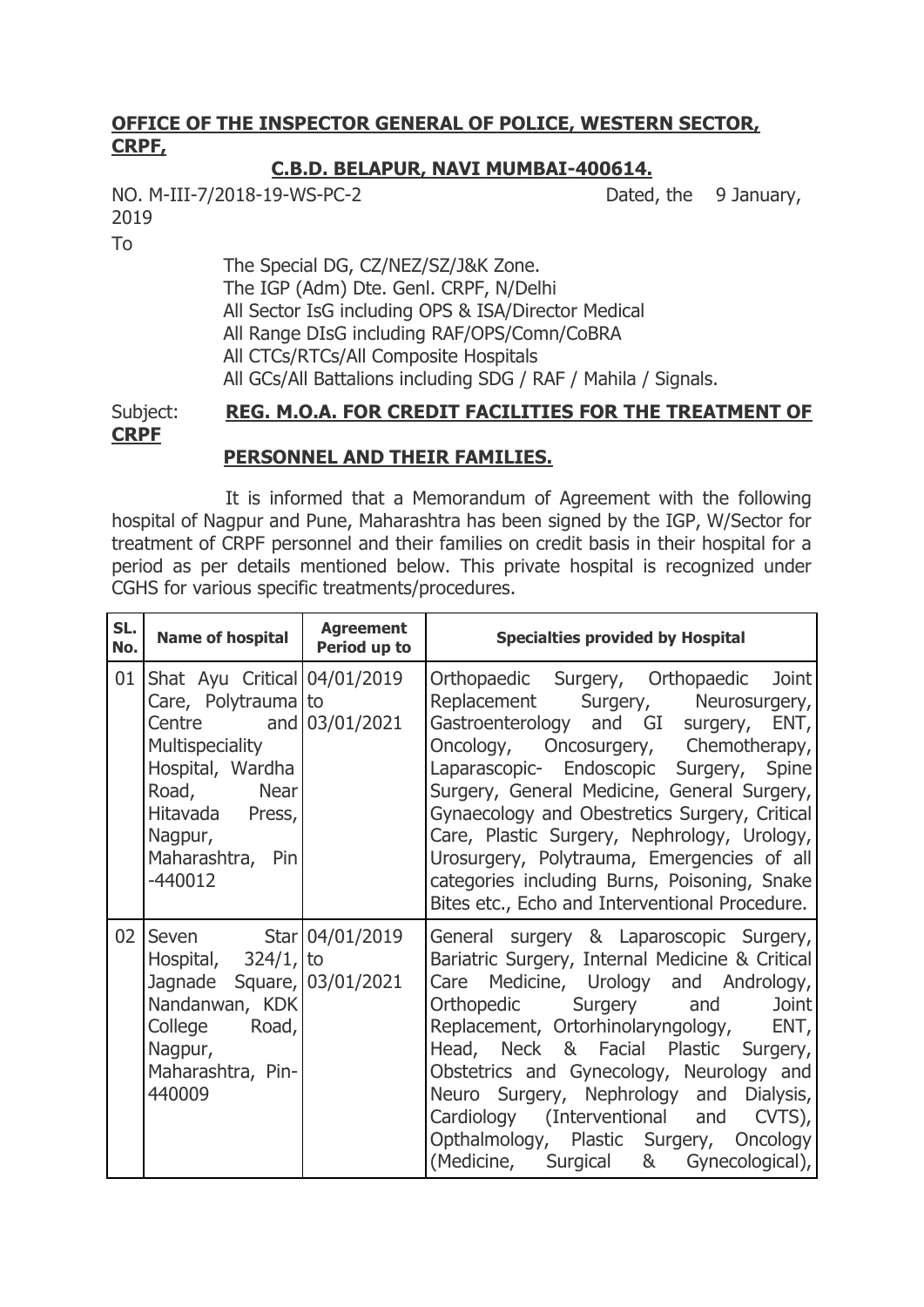**OFFICE OF THE INSPECTOR GENERAL OF POLICE, WESTERN SECTOR, CRPF,**

**C.B.D. BELAPUR, NAVI MUMBAI-400614.**

NO. M-III-7/2018-19-WS-PC-2 Dated, the 9 January, 2019

To

The Special DG, CZ/NEZ/SZ/J&K Zone.
The IGP (Adm) Dte. Genl. CRPF, N/Delhi
All Sector IsG including OPS & ISA/Director Medical
All Range DIsG including RAF/OPS/Comn/CoBRA
All CTCs/RTCs/All Composite Hospitals
All GCs/All Battalions including SDG / RAF / Mahila / Signals.

Subject: **REG. M.O.A. FOR CREDIT FACILITIES FOR THE TREATMENT OF CRPF PERSONNEL AND THEIR FAMILIES.**

It is informed that a Memorandum of Agreement with the following hospital of Nagpur and Pune, Maharashtra has been signed by the IGP, W/Sector for treatment of CRPF personnel and their families on credit basis in their hospital for a period as per details mentioned below. This private hospital is recognized under CGHS for various specific treatments/procedures.

| SL. No. | Name of hospital | Agreement Period up to | Specialties provided by Hospital |
|---|---|---|---|
| 01 | Shat Ayu Critical Care, Polytrauma Centre and Multispeciality Hospital, Wardha Road, Near Hitavada Press, Nagpur, Maharashtra, Pin -440012 | 04/01/2019 to 03/01/2021 | Orthopaedic Surgery, Orthopaedic Joint Replacement Surgery, Neurosurgery, Gastroenterology and GI surgery, ENT, Oncology, Oncosurgery, Chemotherapy, Laparascopic- Endoscopic Surgery, Spine Surgery, General Medicine, General Surgery, Gynaecology and Obestretics Surgery, Critical Care, Plastic Surgery, Nephrology, Urology, Urosurgery, Polytrauma, Emergencies of all categories including Burns, Poisoning, Snake Bites etc., Echo and Interventional Procedure. |
| 02 | Seven Star Hospital, 324/1, Jagnade Square, Nandanwan, KDK College Road, Nagpur, Maharashtra, Pin-440009 | 04/01/2019 to 03/01/2021 | General surgery & Laparoscopic Surgery, Bariatric Surgery, Internal Medicine & Critical Care Medicine, Urology and Andrology, Orthopedic Surgery and Joint Replacement, Ortorhinolaryngology, ENT, Head, Neck & Facial Plastic Surgery, Obstetrics and Gynecology, Neurology and Neuro Surgery, Nephrology and Dialysis, Cardiology (Interventional and CVTS), Opthalmology, Plastic Surgery, Oncology (Medicine, Surgical & Gynecological), |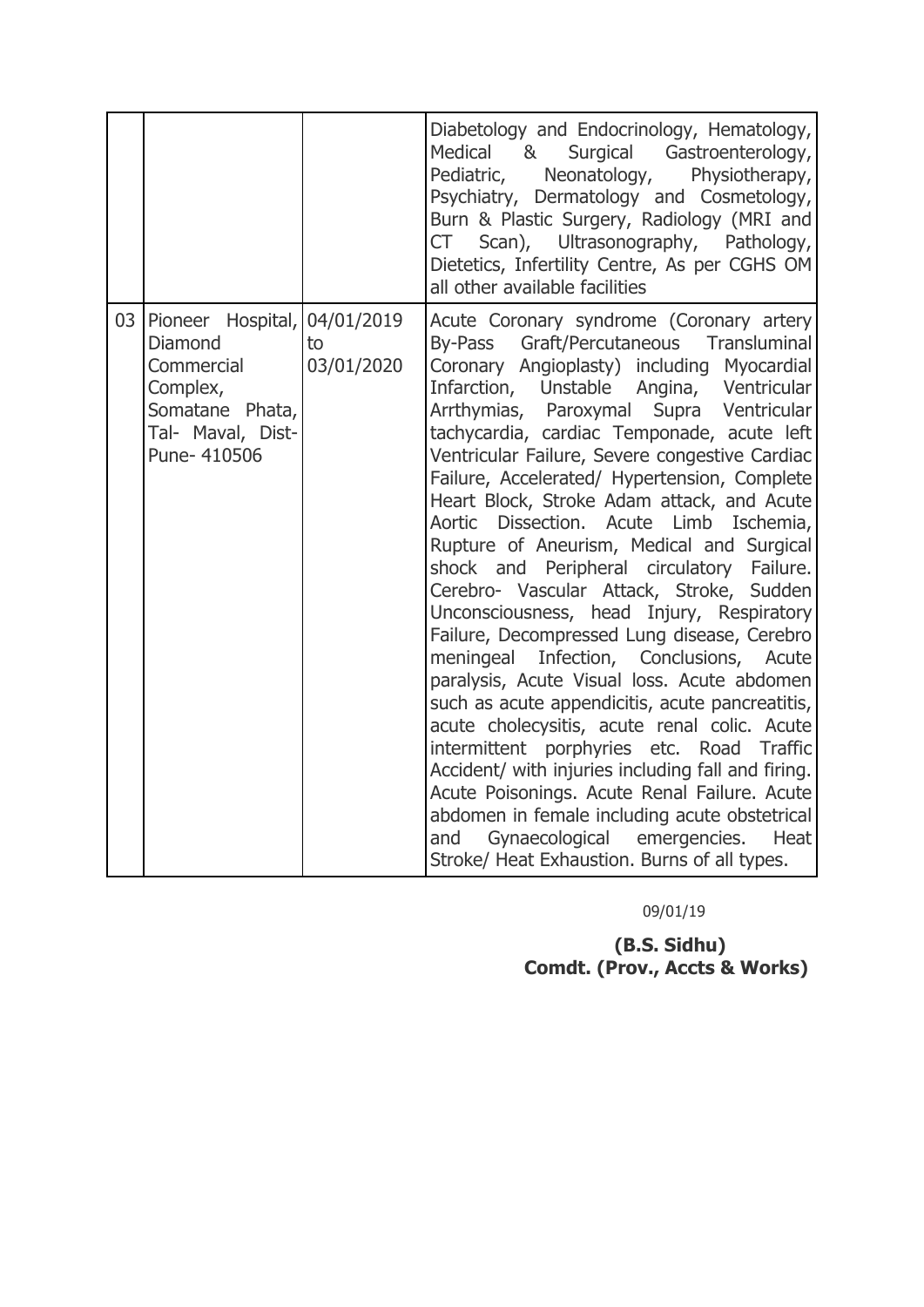| | | | |
|---|---|---|---|
| | | | Diabetology and Endocrinology, Hematology, Medical & Surgical Gastroenterology, Pediatric, Neonatology, Physiotherapy, Psychiatry, Dermatology and Cosmetology, Burn & Plastic Surgery, Radiology (MRI and CT Scan), Ultrasonography, Pathology, Dietetics, Infertility Centre, As per CGHS OM all other available facilities |
| 03 | Pioneer Hospital, Diamond Commercial Complex, Somatane Phata, Tal- Maval, Dist- Pune- 410506 | 04/01/2019 to 03/01/2020 | Acute Coronary syndrome (Coronary artery By-Pass Graft/Percutaneous Transluminal Coronary Angioplasty) including Myocardial Infarction, Unstable Angina, Ventricular Arrthymias, Paroxymal Supra Ventricular tachycardia, cardiac Temponade, acute left Ventricular Failure, Severe congestive Cardiac Failure, Accelerated/ Hypertension, Complete Heart Block, Stroke Adam attack, and Acute Aortic Dissection. Acute Limb Ischemia, Rupture of Aneurism, Medical and Surgical shock and Peripheral circulatory Failure. Cerebro- Vascular Attack, Stroke, Sudden Unconsciousness, head Injury, Respiratory Failure, Decompressed Lung disease, Cerebro meningeal Infection, Conclusions, Acute paralysis, Acute Visual loss. Acute abdomen such as acute appendicitis, acute pancreatitis, acute cholecysitis, acute renal colic. Acute intermittent porphyries etc. Road Traffic Accident/ with injuries including fall and firing. Acute Poisonings. Acute Renal Failure. Acute abdomen in female including acute obstetrical and Gynaecological emergencies. Heat Stroke/ Heat Exhaustion. Burns of all types. |

09/01/19

**(B.S. Sidhu)**
**Comdt. (Prov., Accts & Works)**